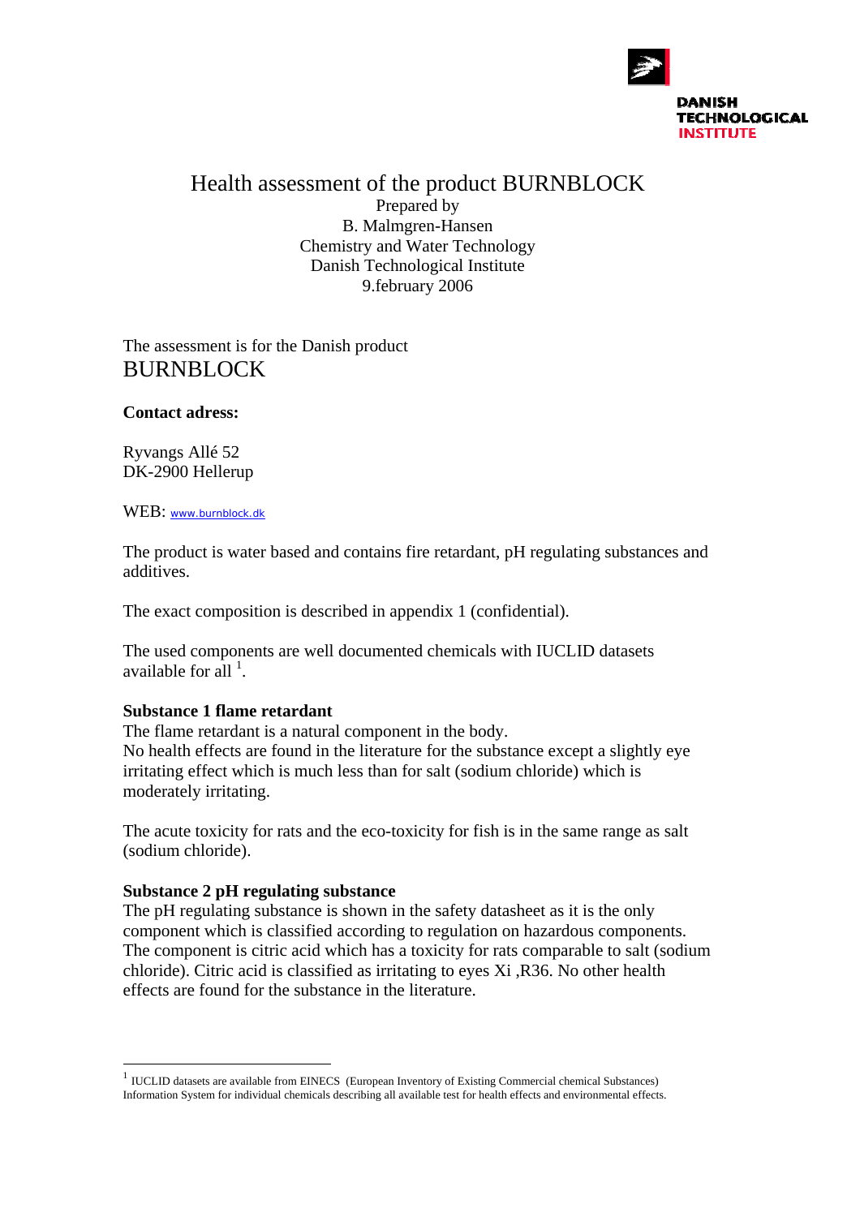DANISH TECHNOLOGICAL INSTITUTE

# Health assessment of the product BURNBLOCK

Prepared by
B. Malmgren-Hansen
Chemistry and Water Technology
Danish Technological Institute
9.february 2006

The assessment is for the Danish product
BURNBLOCK

**Contact adress:**

Ryvangs Allé 52
DK-2900 Hellerup

WEB: www.burnblock.dk

The product is water based and contains fire retardant, pH regulating substances and additives.

The exact composition is described in appendix 1 (confidential).

The used components are well documented chemicals with IUCLID datasets available for all [1].

**Substance 1 flame retardant**
The flame retardant is a natural component in the body.
No health effects are found in the literature for the substance except a slightly eye irritating effect which is much less than for salt (sodium chloride) which is moderately irritating.

The acute toxicity for rats and the eco-toxicity for fish is in the same range as salt (sodium chloride).

**Substance 2 pH regulating substance**
The pH regulating substance is shown in the safety datasheet as it is the only component which is classified according to regulation on hazardous components. The component is citric acid which has a toxicity for rats comparable to salt (sodium chloride). Citric acid is classified as irritating to eyes Xi ,R36. No other health effects are found for the substance in the literature.

---

[1] IUCLID datasets are available from EINECS (European Inventory of Existing Commercial chemical Substances) Information System for individual chemicals describing all available test for health effects and environmental effects.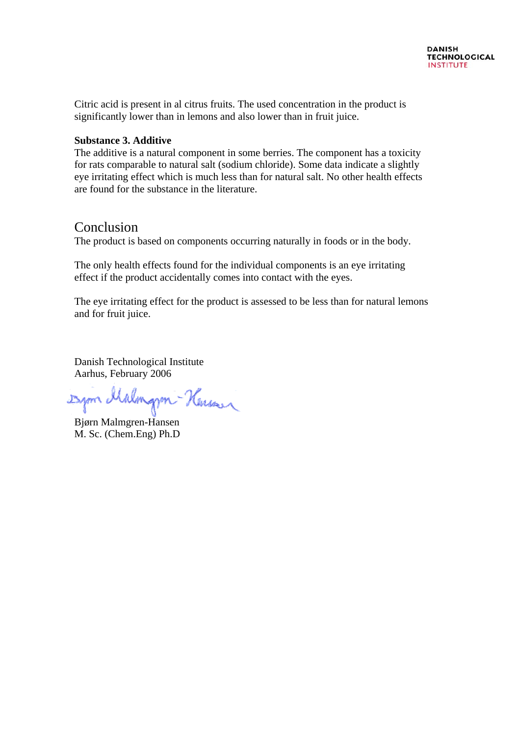Citric acid is present in al citrus fruits. The used concentration in the product is significantly lower than in lemons and also lower than in fruit juice.

**Substance 3. Additive**

The additive is a natural component in some berries. The component has a toxicity for rats comparable to natural salt (sodium chloride). Some data indicate a slightly eye irritating effect which is much less than for natural salt. No other health effects are found for the substance in the literature.

## Conclusion

The product is based on components occurring naturally in foods or in the body.

The only health effects found for the individual components is an eye irritating effect if the product accidentally comes into contact with the eyes.

The eye irritating effect for the product is assessed to be less than for natural lemons and for fruit juice.

Danish Technological Institute
Aarhus, February 2006

Bjørn Malmgren-Hansen
M. Sc. (Chem.Eng) Ph.D